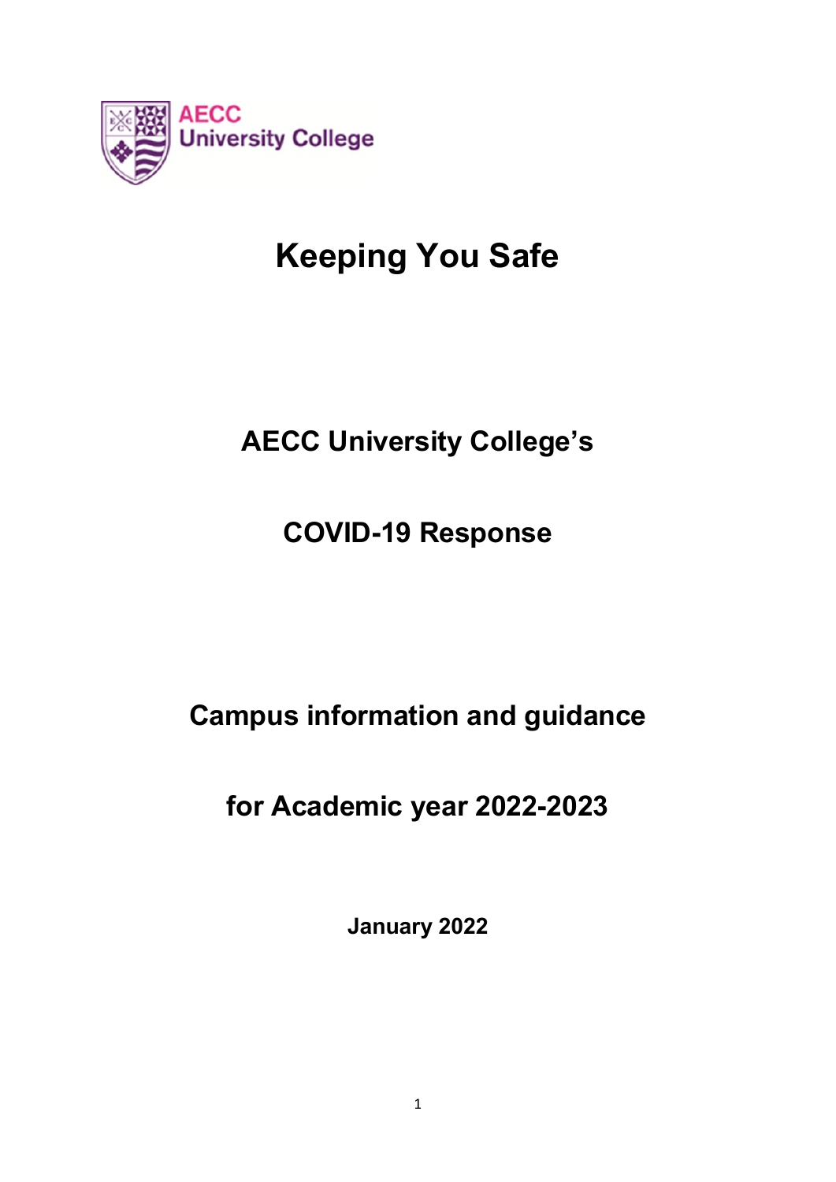AECC University College

# Keeping You Safe

## AECC University College's

## COVID-19 Response

## Campus information and guidance

## for Academic year 2022-2023

**January 2022**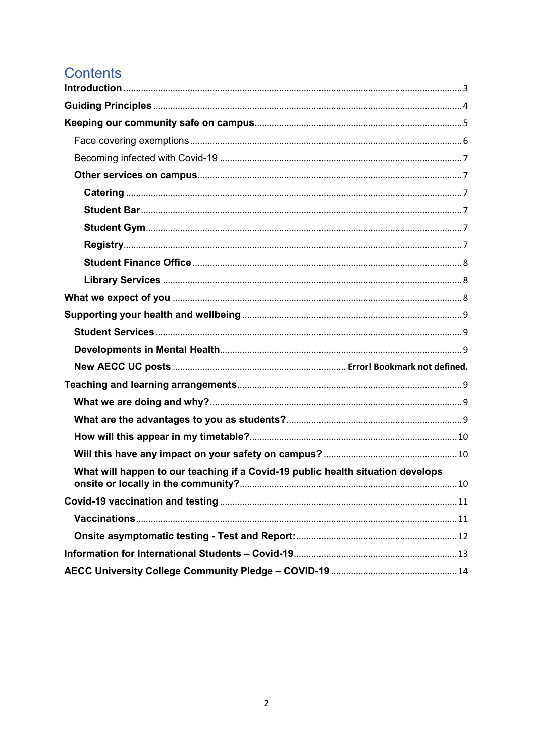# Contents

**Introduction** ..... 3

**Guiding Principles** ..... 4

**Keeping our community safe on campus** ..... 5

- Face covering exemptions ..... 6
- Becoming infected with Covid-19 ..... 7
- **Other services on campus** ..... 7
  - **Catering** ..... 7
  - **Student Bar** ..... 7
  - **Student Gym** ..... 7
  - **Registry** ..... 7
  - **Student Finance Office** ..... 8
  - **Library Services** ..... 8

**What we expect of you** ..... 8

**Supporting your health and wellbeing** ..... 9

- **Student Services** ..... 9
- **Developments in Mental Health** ..... 9
- **New AECC UC posts** ..... **Error! Bookmark not defined.**

**Teaching and learning arrangements** ..... 9

- **What we are doing and why?** ..... 9
- **What are the advantages to you as students?** ..... 9
- **How will this appear in my timetable?** ..... 10
- **Will this have any impact on your safety on campus?** ..... 10
- **What will happen to our teaching if a Covid-19 public health situation develops onsite or locally in the community?** ..... 10

**Covid-19 vaccination and testing** ..... 11

- **Vaccinations** ..... 11
- **Onsite asymptomatic testing - Test and Report:** ..... 12

**Information for International Students – Covid-19** ..... 13

**AECC University College Community Pledge – COVID-19** ..... 14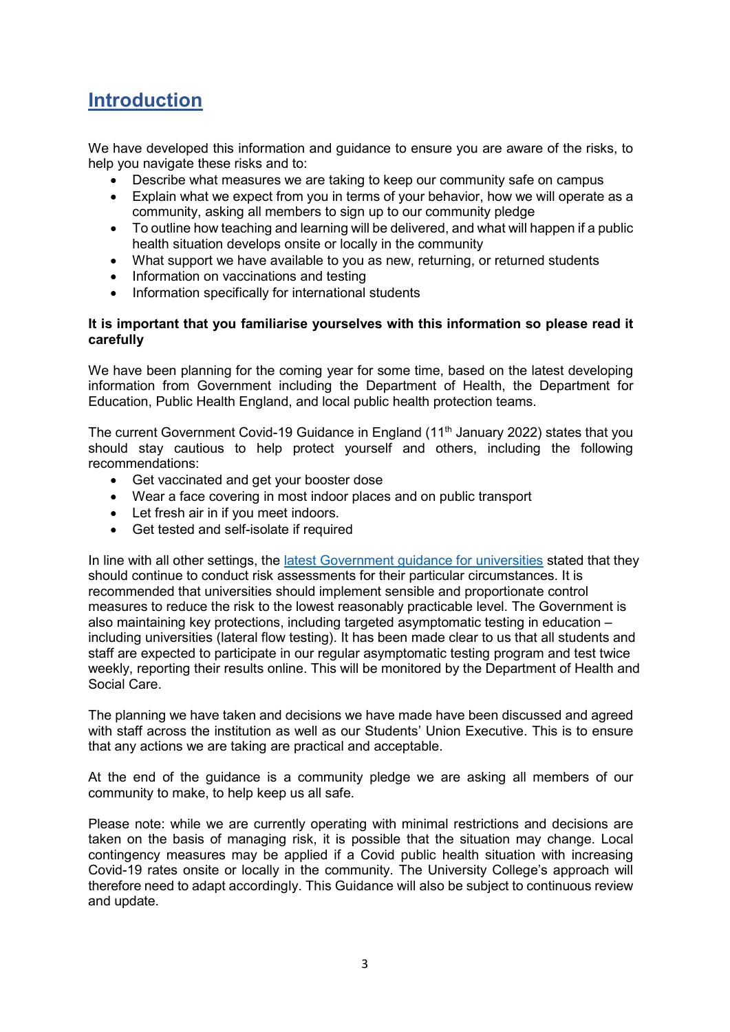# Introduction

We have developed this information and guidance to ensure you are aware of the risks, to help you navigate these risks and to:

- Describe what measures we are taking to keep our community safe on campus
- Explain what we expect from you in terms of your behavior, how we will operate as a community, asking all members to sign up to our community pledge
- To outline how teaching and learning will be delivered, and what will happen if a public health situation develops onsite or locally in the community
- What support we have available to you as new, returning, or returned students
- Information on vaccinations and testing
- Information specifically for international students

**It is important that you familiarise yourselves with this information so please read it carefully**

We have been planning for the coming year for some time, based on the latest developing information from Government including the Department of Health, the Department for Education, Public Health England, and local public health protection teams.

The current Government Covid-19 Guidance in England (11th January 2022) states that you should stay cautious to help protect yourself and others, including the following recommendations:

- Get vaccinated and get your booster dose
- Wear a face covering in most indoor places and on public transport
- Let fresh air in if you meet indoors.
- Get tested and self-isolate if required

In line with all other settings, the [latest Government guidance for universities] stated that they should continue to conduct risk assessments for their particular circumstances. It is recommended that universities should implement sensible and proportionate control measures to reduce the risk to the lowest reasonably practicable level. The Government is also maintaining key protections, including targeted asymptomatic testing in education – including universities (lateral flow testing). It has been made clear to us that all students and staff are expected to participate in our regular asymptomatic testing program and test twice weekly, reporting their results online. This will be monitored by the Department of Health and Social Care.

The planning we have taken and decisions we have made have been discussed and agreed with staff across the institution as well as our Students' Union Executive. This is to ensure that any actions we are taking are practical and acceptable.

At the end of the guidance is a community pledge we are asking all members of our community to make, to help keep us all safe.

Please note: while we are currently operating with minimal restrictions and decisions are taken on the basis of managing risk, it is possible that the situation may change. Local contingency measures may be applied if a Covid public health situation with increasing Covid-19 rates onsite or locally in the community. The University College's approach will therefore need to adapt accordingly. This Guidance will also be subject to continuous review and update.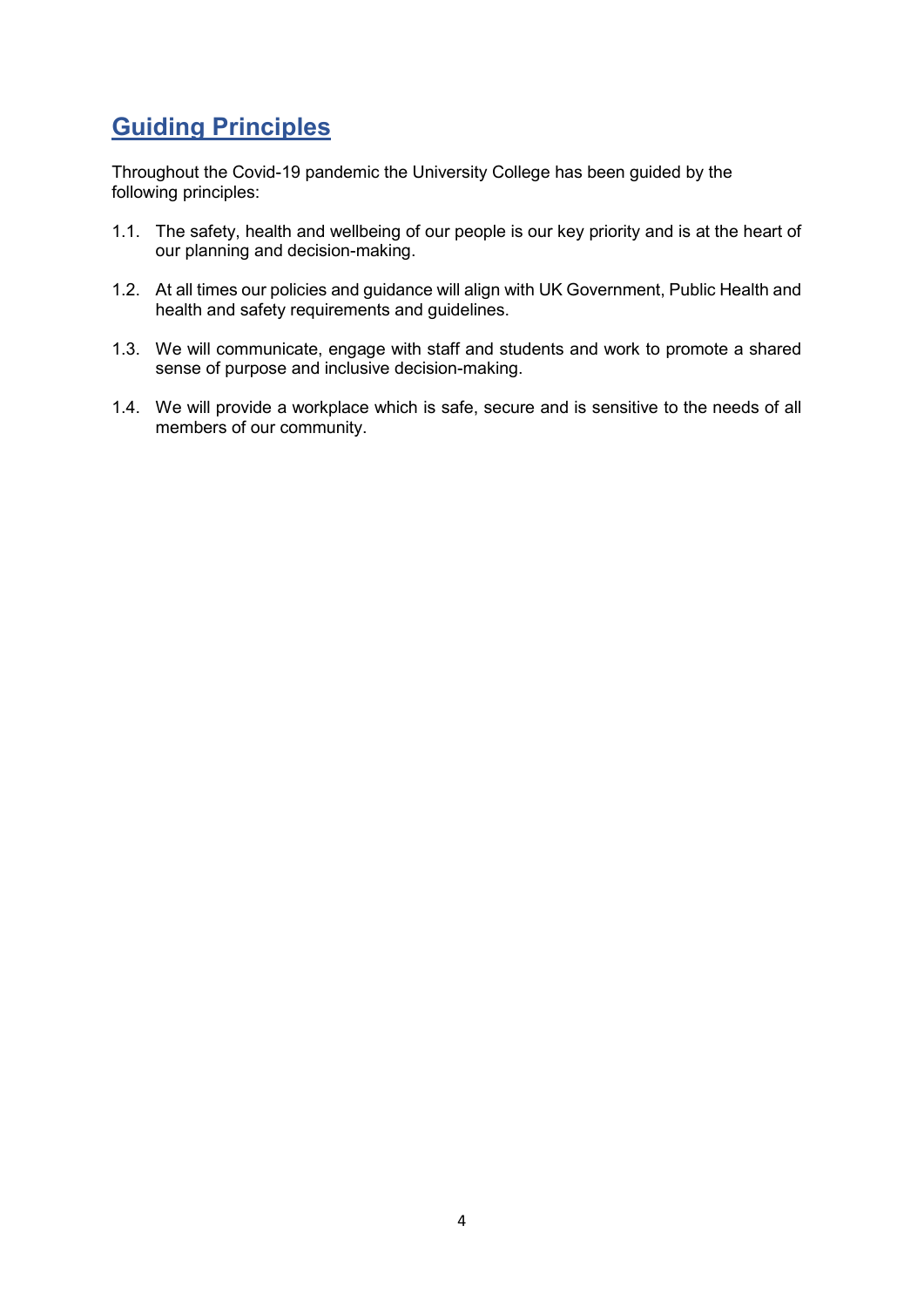## Guiding Principles

Throughout the Covid-19 pandemic the University College has been guided by the following principles:

1.1. The safety, health and wellbeing of our people is our key priority and is at the heart of our planning and decision-making.

1.2. At all times our policies and guidance will align with UK Government, Public Health and health and safety requirements and guidelines.

1.3. We will communicate, engage with staff and students and work to promote a shared sense of purpose and inclusive decision-making.

1.4. We will provide a workplace which is safe, secure and is sensitive to the needs of all members of our community.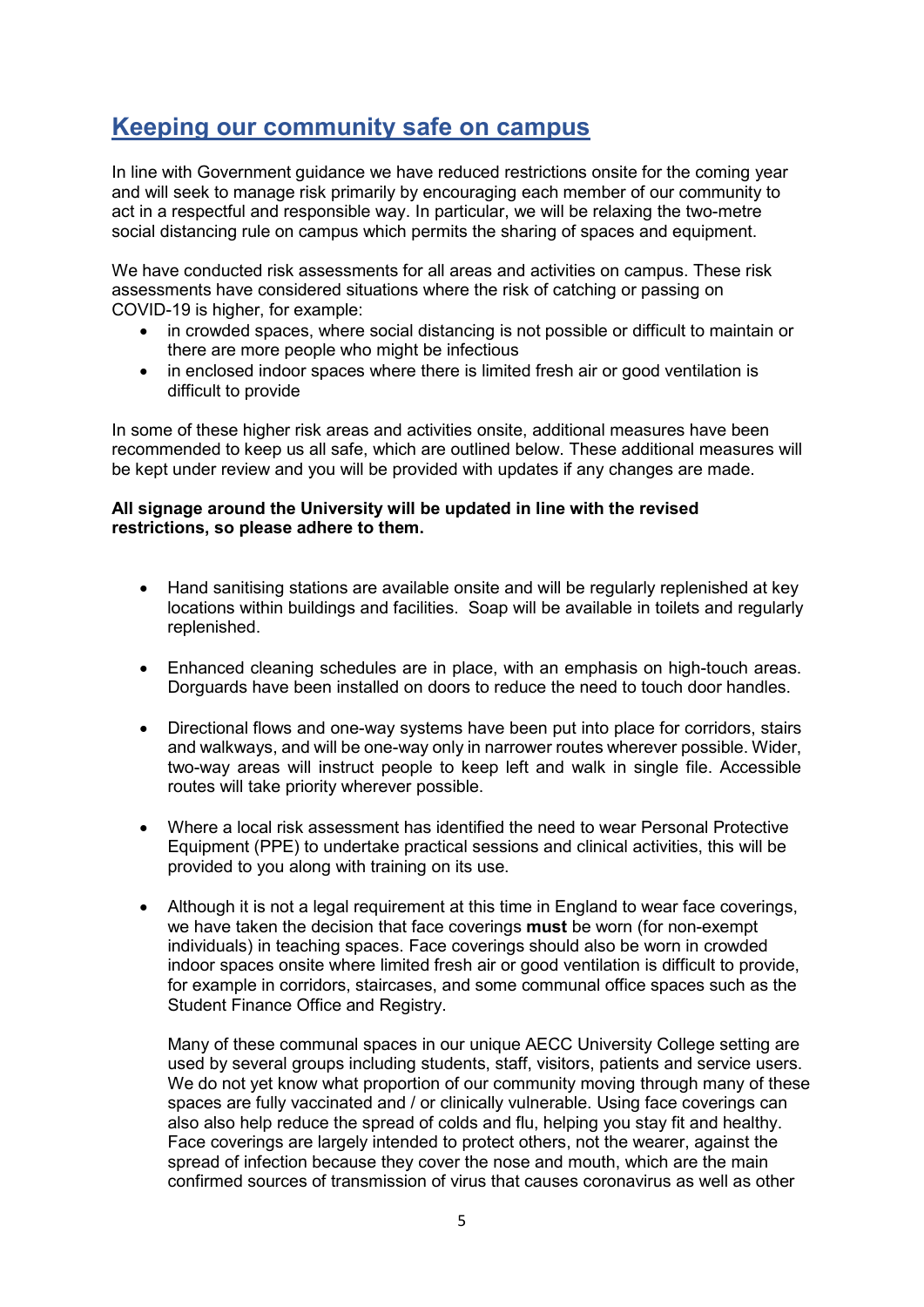## Keeping our community safe on campus

In line with Government guidance we have reduced restrictions onsite for the coming year and will seek to manage risk primarily by encouraging each member of our community to act in a respectful and responsible way. In particular, we will be relaxing the two-metre social distancing rule on campus which permits the sharing of spaces and equipment.

We have conducted risk assessments for all areas and activities on campus. These risk assessments have considered situations where the risk of catching or passing on COVID-19 is higher, for example:

- in crowded spaces, where social distancing is not possible or difficult to maintain or there are more people who might be infectious
- in enclosed indoor spaces where there is limited fresh air or good ventilation is difficult to provide

In some of these higher risk areas and activities onsite, additional measures have been recommended to keep us all safe, which are outlined below. These additional measures will be kept under review and you will be provided with updates if any changes are made.

**All signage around the University will be updated in line with the revised restrictions, so please adhere to them.**

- Hand sanitising stations are available onsite and will be regularly replenished at key locations within buildings and facilities. Soap will be available in toilets and regularly replenished.

- Enhanced cleaning schedules are in place, with an emphasis on high-touch areas. Dorguards have been installed on doors to reduce the need to touch door handles.

- Directional flows and one-way systems have been put into place for corridors, stairs and walkways, and will be one-way only in narrower routes wherever possible. Wider, two-way areas will instruct people to keep left and walk in single file. Accessible routes will take priority wherever possible.

- Where a local risk assessment has identified the need to wear Personal Protective Equipment (PPE) to undertake practical sessions and clinical activities, this will be provided to you along with training on its use.

- Although it is not a legal requirement at this time in England to wear face coverings, we have taken the decision that face coverings **must** be worn (for non-exempt individuals) in teaching spaces. Face coverings should also be worn in crowded indoor spaces onsite where limited fresh air or good ventilation is difficult to provide, for example in corridors, staircases, and some communal office spaces such as the Student Finance Office and Registry.

  Many of these communal spaces in our unique AECC University College setting are used by several groups including students, staff, visitors, patients and service users. We do not yet know what proportion of our community moving through many of these spaces are fully vaccinated and / or clinically vulnerable. Using face coverings can also also help reduce the spread of colds and flu, helping you stay fit and healthy. Face coverings are largely intended to protect others, not the wearer, against the spread of infection because they cover the nose and mouth, which are the main confirmed sources of transmission of virus that causes coronavirus as well as other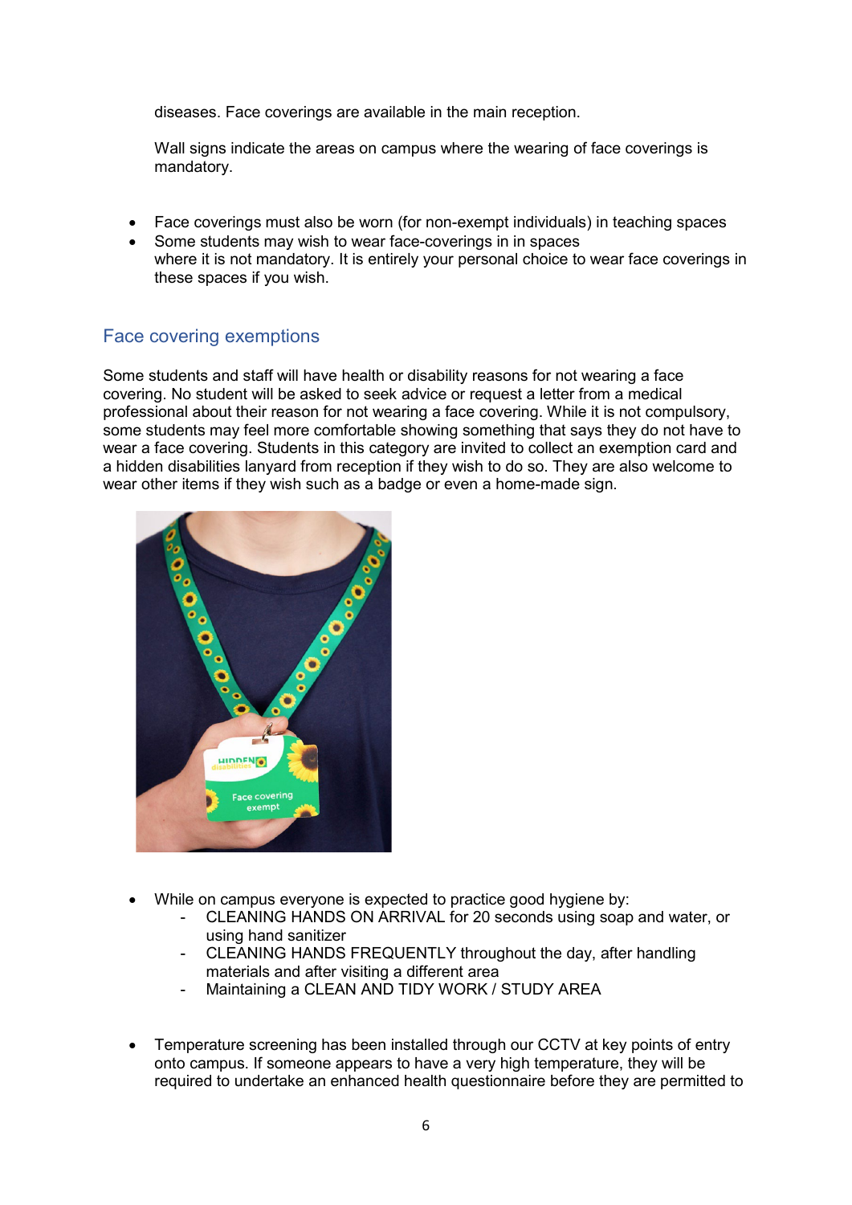diseases. Face coverings are available in the main reception.

Wall signs indicate the areas on campus where the wearing of face coverings is mandatory.

- Face coverings must also be worn (for non-exempt individuals) in teaching spaces
- Some students may wish to wear face-coverings in in spaces where it is not mandatory. It is entirely your personal choice to wear face coverings in these spaces if you wish.

## Face covering exemptions

Some students and staff will have health or disability reasons for not wearing a face covering. No student will be asked to seek advice or request a letter from a medical professional about their reason for not wearing a face covering. While it is not compulsory, some students may feel more comfortable showing something that says they do not have to wear a face covering. Students in this category are invited to collect an exemption card and a hidden disabilities lanyard from reception if they wish to do so. They are also welcome to wear other items if they wish such as a badge or even a home-made sign.

- While on campus everyone is expected to practice good hygiene by:
  - CLEANING HANDS ON ARRIVAL for 20 seconds using soap and water, or using hand sanitizer
  - CLEANING HANDS FREQUENTLY throughout the day, after handling materials and after visiting a different area
  - Maintaining a CLEAN AND TIDY WORK / STUDY AREA

- Temperature screening has been installed through our CCTV at key points of entry onto campus. If someone appears to have a very high temperature, they will be required to undertake an enhanced health questionnaire before they are permitted to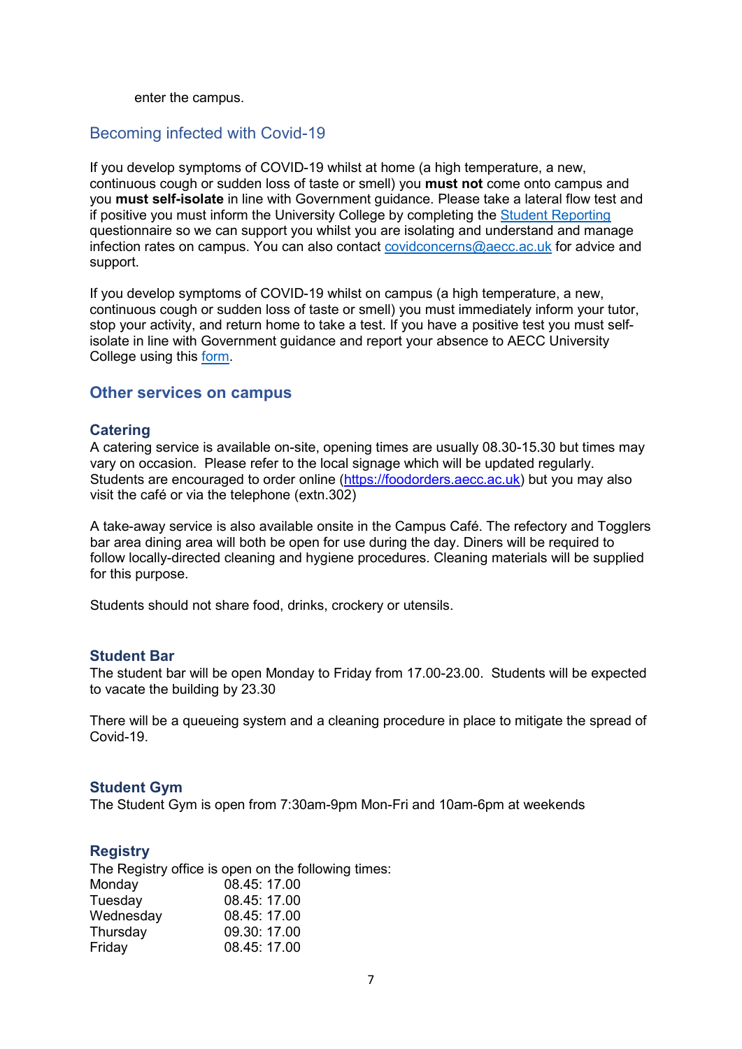enter the campus.

## Becoming infected with Covid-19

If you develop symptoms of COVID-19 whilst at home (a high temperature, a new, continuous cough or sudden loss of taste or smell) you **must not** come onto campus and you **must self-isolate** in line with Government guidance. Please take a lateral flow test and if positive you must inform the University College by completing the Student Reporting questionnaire so we can support you whilst you are isolating and understand and manage infection rates on campus. You can also contact covidconcerns@aecc.ac.uk for advice and support.

If you develop symptoms of COVID-19 whilst on campus (a high temperature, a new, continuous cough or sudden loss of taste or smell) you must immediately inform your tutor, stop your activity, and return home to take a test. If you have a positive test you must self-isolate in line with Government guidance and report your absence to AECC University College using this form.

## Other services on campus

### Catering

A catering service is available on-site, opening times are usually 08.30-15.30 but times may vary on occasion. Please refer to the local signage which will be updated regularly. Students are encouraged to order online (https://foodorders.aecc.ac.uk) but you may also visit the café or via the telephone (extn.302)

A take-away service is also available onsite in the Campus Café. The refectory and Togglers bar area dining area will both be open for use during the day. Diners will be required to follow locally-directed cleaning and hygiene procedures. Cleaning materials will be supplied for this purpose.

Students should not share food, drinks, crockery or utensils.

### Student Bar

The student bar will be open Monday to Friday from 17.00-23.00. Students will be expected to vacate the building by 23.30

There will be a queueing system and a cleaning procedure in place to mitigate the spread of Covid-19.

### Student Gym

The Student Gym is open from 7:30am-9pm Mon-Fri and 10am-6pm at weekends

### Registry

The Registry office is open on the following times:

| | |
|---|---|
| Monday | 08.45: 17.00 |
| Tuesday | 08.45: 17.00 |
| Wednesday | 08.45: 17.00 |
| Thursday | 09.30: 17.00 |
| Friday | 08.45: 17.00 |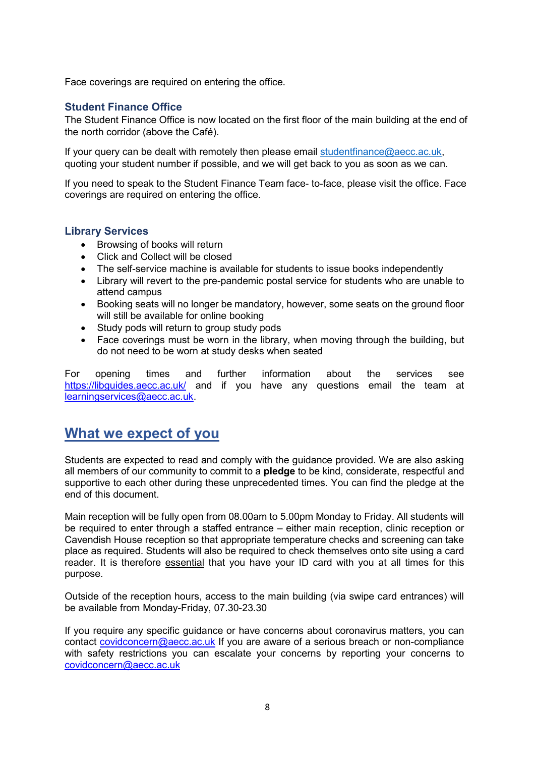Face coverings are required on entering the office.

### Student Finance Office

The Student Finance Office is now located on the first floor of the main building at the end of the north corridor (above the Café).

If your query can be dealt with remotely then please email studentfinance@aecc.ac.uk, quoting your student number if possible, and we will get back to you as soon as we can.

If you need to speak to the Student Finance Team face- to-face, please visit the office. Face coverings are required on entering the office.

### Library Services

- Browsing of books will return
- Click and Collect will be closed
- The self-service machine is available for students to issue books independently
- Library will revert to the pre-pandemic postal service for students who are unable to attend campus
- Booking seats will no longer be mandatory, however, some seats on the ground floor will still be available for online booking
- Study pods will return to group study pods
- Face coverings must be worn in the library, when moving through the building, but do not need to be worn at study desks when seated

For opening times and further information about the services see https://libguides.aecc.ac.uk/ and if you have any questions email the team at learningservices@aecc.ac.uk.

## What we expect of you

Students are expected to read and comply with the guidance provided. We are also asking all members of our community to commit to a **pledge** to be kind, considerate, respectful and supportive to each other during these unprecedented times. You can find the pledge at the end of this document.

Main reception will be fully open from 08.00am to 5.00pm Monday to Friday. All students will be required to enter through a staffed entrance – either main reception, clinic reception or Cavendish House reception so that appropriate temperature checks and screening can take place as required. Students will also be required to check themselves onto site using a card reader. It is therefore essential that you have your ID card with you at all times for this purpose.

Outside of the reception hours, access to the main building (via swipe card entrances) will be available from Monday-Friday, 07.30-23.30

If you require any specific guidance or have concerns about coronavirus matters, you can contact covidconcern@aecc.ac.uk If you are aware of a serious breach or non-compliance with safety restrictions you can escalate your concerns by reporting your concerns to covidconcern@aecc.ac.uk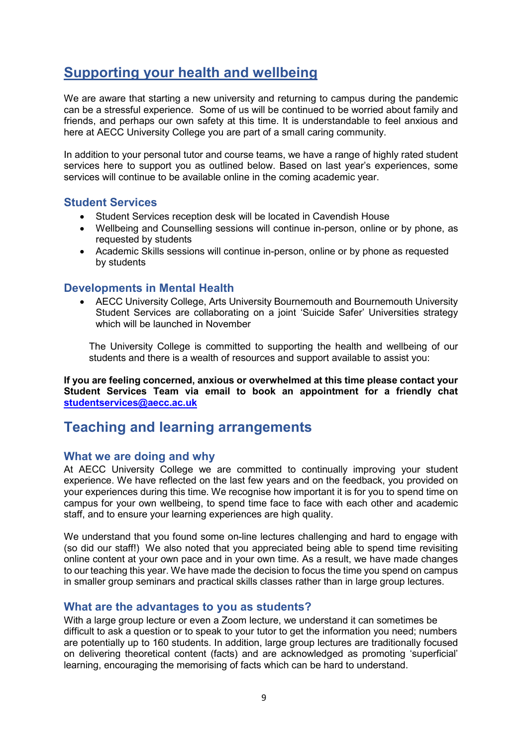# Supporting your health and wellbeing

We are aware that starting a new university and returning to campus during the pandemic can be a stressful experience. Some of us will be continued to be worried about family and friends, and perhaps our own safety at this time. It is understandable to feel anxious and here at AECC University College you are part of a small caring community.

In addition to your personal tutor and course teams, we have a range of highly rated student services here to support you as outlined below. Based on last year's experiences, some services will continue to be available online in the coming academic year.

### Student Services

- Student Services reception desk will be located in Cavendish House
- Wellbeing and Counselling sessions will continue in-person, online or by phone, as requested by students
- Academic Skills sessions will continue in-person, online or by phone as requested by students

### Developments in Mental Health

- AECC University College, Arts University Bournemouth and Bournemouth University Student Services are collaborating on a joint 'Suicide Safer' Universities strategy which will be launched in November

The University College is committed to supporting the health and wellbeing of our students and there is a wealth of resources and support available to assist you:

**If you are feeling concerned, anxious or overwhelmed at this time please contact your Student Services Team via email to book an appointment for a friendly chat studentservices@aecc.ac.uk**

## Teaching and learning arrangements

### What we are doing and why

At AECC University College we are committed to continually improving your student experience. We have reflected on the last few years and on the feedback, you provided on your experiences during this time. We recognise how important it is for you to spend time on campus for your own wellbeing, to spend time face to face with each other and academic staff, and to ensure your learning experiences are high quality.

We understand that you found some on-line lectures challenging and hard to engage with (so did our staff!) We also noted that you appreciated being able to spend time revisiting online content at your own pace and in your own time. As a result, we have made changes to our teaching this year. We have made the decision to focus the time you spend on campus in smaller group seminars and practical skills classes rather than in large group lectures.

### What are the advantages to you as students?

With a large group lecture or even a Zoom lecture, we understand it can sometimes be difficult to ask a question or to speak to your tutor to get the information you need; numbers are potentially up to 160 students. In addition, large group lectures are traditionally focused on delivering theoretical content (facts) and are acknowledged as promoting 'superficial' learning, encouraging the memorising of facts which can be hard to understand.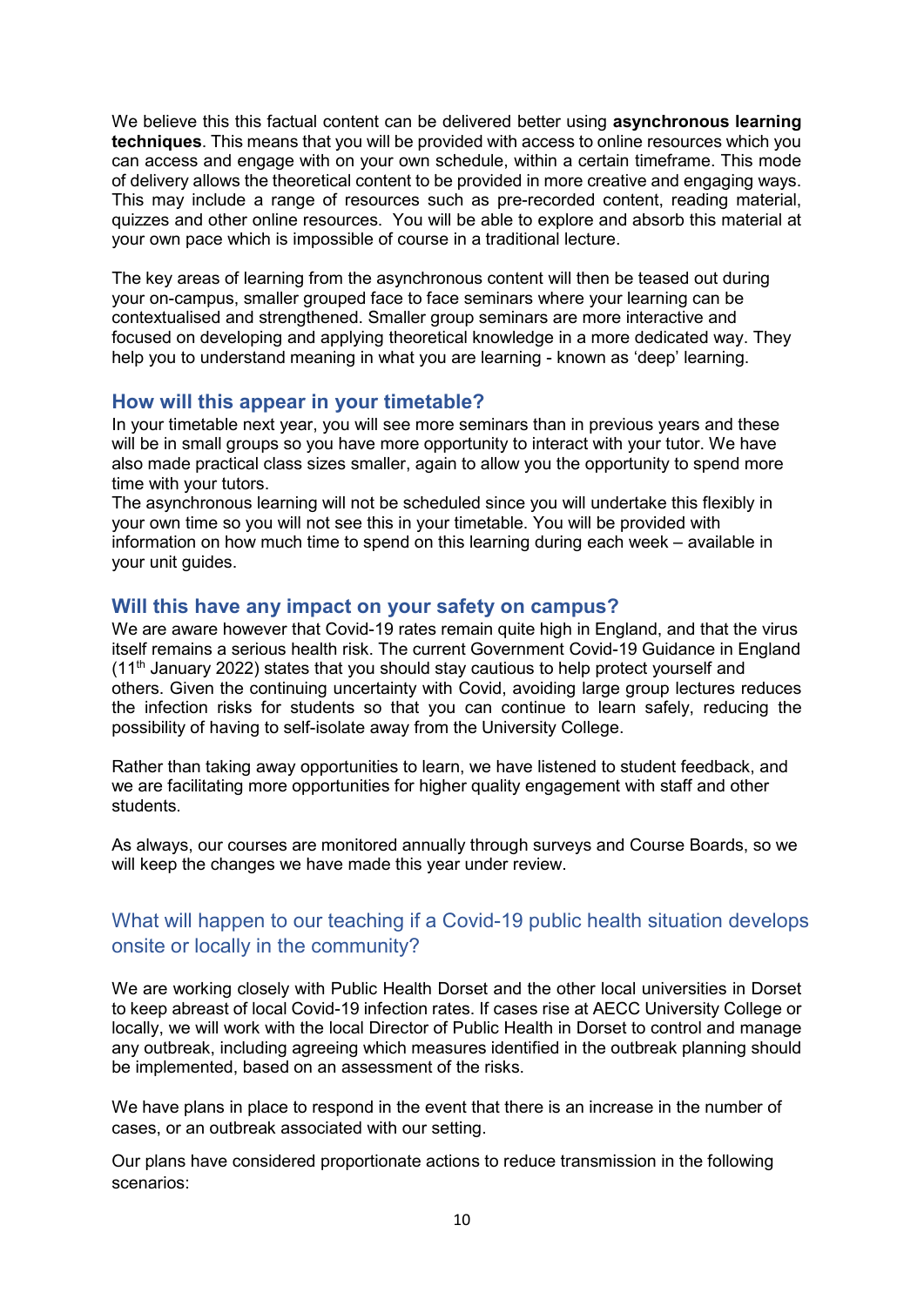We believe this this factual content can be delivered better using **asynchronous learning techniques**. This means that you will be provided with access to online resources which you can access and engage with on your own schedule, within a certain timeframe. This mode of delivery allows the theoretical content to be provided in more creative and engaging ways. This may include a range of resources such as pre-recorded content, reading material, quizzes and other online resources. You will be able to explore and absorb this material at your own pace which is impossible of course in a traditional lecture.

The key areas of learning from the asynchronous content will then be teased out during your on-campus, smaller grouped face to face seminars where your learning can be contextualised and strengthened. Smaller group seminars are more interactive and focused on developing and applying theoretical knowledge in a more dedicated way. They help you to understand meaning in what you are learning - known as 'deep' learning.

### How will this appear in your timetable?

In your timetable next year, you will see more seminars than in previous years and these will be in small groups so you have more opportunity to interact with your tutor. We have also made practical class sizes smaller, again to allow you the opportunity to spend more time with your tutors.

The asynchronous learning will not be scheduled since you will undertake this flexibly in your own time so you will not see this in your timetable. You will be provided with information on how much time to spend on this learning during each week – available in your unit guides.

### Will this have any impact on your safety on campus?

We are aware however that Covid-19 rates remain quite high in England, and that the virus itself remains a serious health risk. The current Government Covid-19 Guidance in England (11th January 2022) states that you should stay cautious to help protect yourself and others. Given the continuing uncertainty with Covid, avoiding large group lectures reduces the infection risks for students so that you can continue to learn safely, reducing the possibility of having to self-isolate away from the University College.

Rather than taking away opportunities to learn, we have listened to student feedback, and we are facilitating more opportunities for higher quality engagement with staff and other students.

As always, our courses are monitored annually through surveys and Course Boards, so we will keep the changes we have made this year under review.

## What will happen to our teaching if a Covid-19 public health situation develops onsite or locally in the community?

We are working closely with Public Health Dorset and the other local universities in Dorset to keep abreast of local Covid-19 infection rates. If cases rise at AECC University College or locally, we will work with the local Director of Public Health in Dorset to control and manage any outbreak, including agreeing which measures identified in the outbreak planning should be implemented, based on an assessment of the risks.

We have plans in place to respond in the event that there is an increase in the number of cases, or an outbreak associated with our setting.

Our plans have considered proportionate actions to reduce transmission in the following scenarios: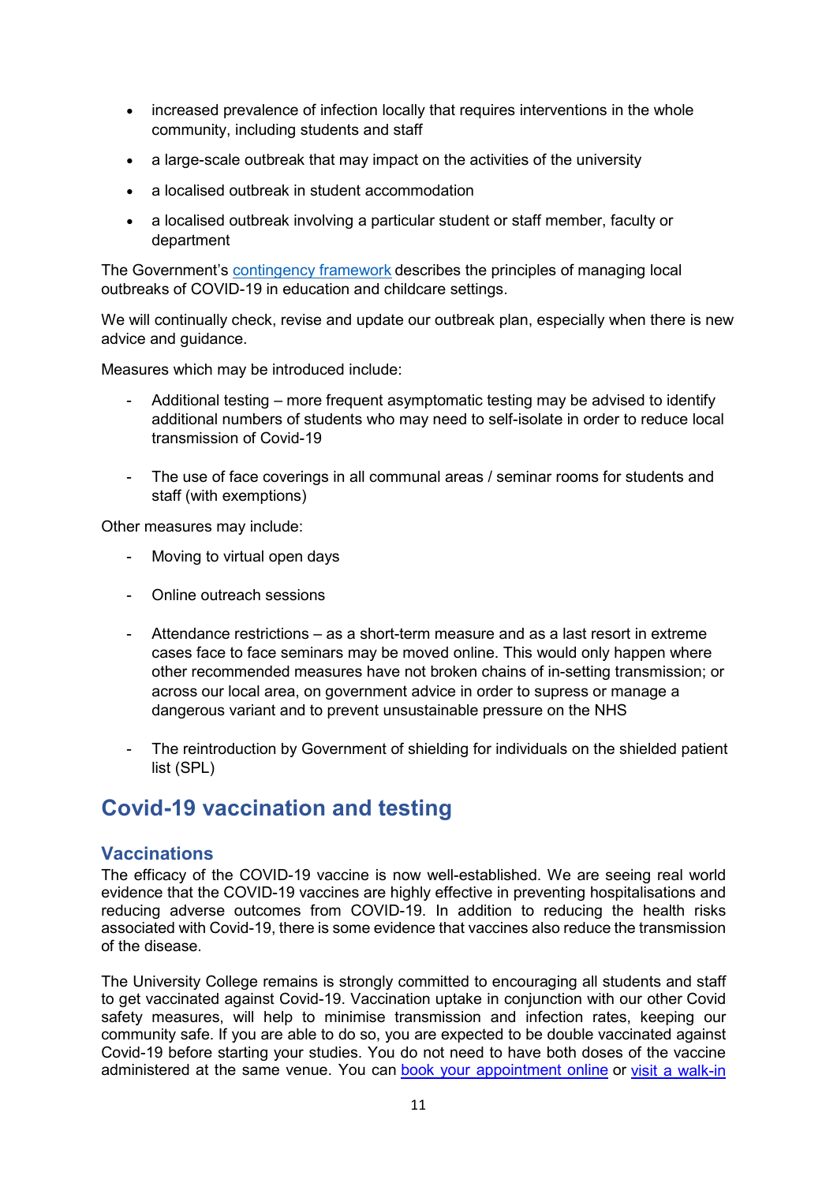- increased prevalence of infection locally that requires interventions in the whole community, including students and staff
- a large-scale outbreak that may impact on the activities of the university
- a localised outbreak in student accommodation
- a localised outbreak involving a particular student or staff member, faculty or department

The Government's contingency framework describes the principles of managing local outbreaks of COVID-19 in education and childcare settings.

We will continually check, revise and update our outbreak plan, especially when there is new advice and guidance.

Measures which may be introduced include:

- Additional testing – more frequent asymptomatic testing may be advised to identify additional numbers of students who may need to self-isolate in order to reduce local transmission of Covid-19
- The use of face coverings in all communal areas / seminar rooms for students and staff (with exemptions)

Other measures may include:

- Moving to virtual open days
- Online outreach sessions
- Attendance restrictions – as a short-term measure and as a last resort in extreme cases face to face seminars may be moved online. This would only happen where other recommended measures have not broken chains of in-setting transmission; or across our local area, on government advice in order to supress or manage a dangerous variant and to prevent unsustainable pressure on the NHS
- The reintroduction by Government of shielding for individuals on the shielded patient list (SPL)

## Covid-19 vaccination and testing

### Vaccinations

The efficacy of the COVID-19 vaccine is now well-established. We are seeing real world evidence that the COVID-19 vaccines are highly effective in preventing hospitalisations and reducing adverse outcomes from COVID-19. In addition to reducing the health risks associated with Covid-19, there is some evidence that vaccines also reduce the transmission of the disease.

The University College remains is strongly committed to encouraging all students and staff to get vaccinated against Covid-19. Vaccination uptake in conjunction with our other Covid safety measures, will help to minimise transmission and infection rates, keeping our community safe. If you are able to do so, you are expected to be double vaccinated against Covid-19 before starting your studies. You do not need to have both doses of the vaccine administered at the same venue. You can book your appointment online or visit a walk-in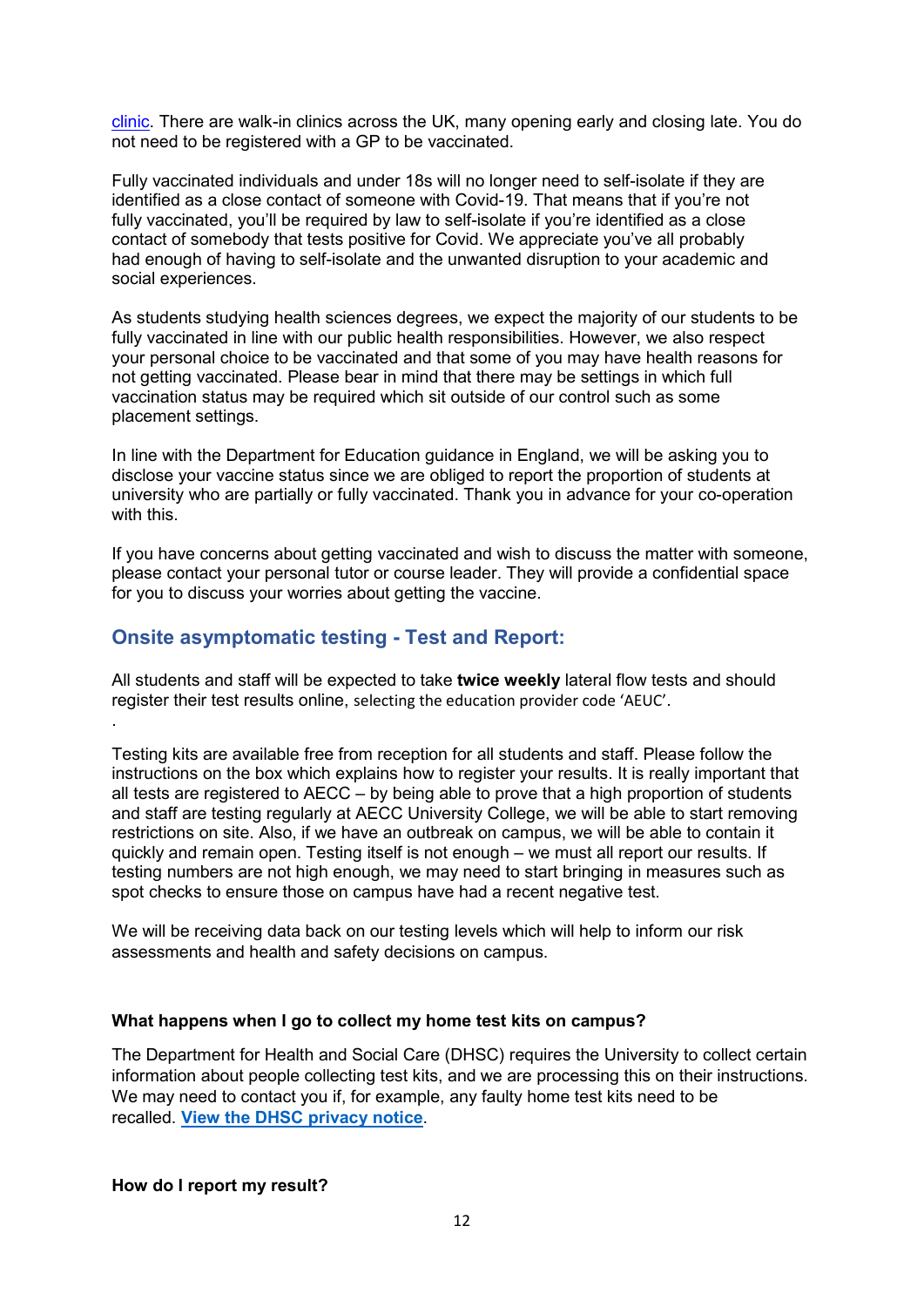clinic. There are walk-in clinics across the UK, many opening early and closing late. You do not need to be registered with a GP to be vaccinated.

Fully vaccinated individuals and under 18s will no longer need to self-isolate if they are identified as a close contact of someone with Covid-19. That means that if you're not fully vaccinated, you'll be required by law to self-isolate if you're identified as a close contact of somebody that tests positive for Covid. We appreciate you've all probably had enough of having to self-isolate and the unwanted disruption to your academic and social experiences.

As students studying health sciences degrees, we expect the majority of our students to be fully vaccinated in line with our public health responsibilities. However, we also respect your personal choice to be vaccinated and that some of you may have health reasons for not getting vaccinated. Please bear in mind that there may be settings in which full vaccination status may be required which sit outside of our control such as some placement settings.

In line with the Department for Education guidance in England, we will be asking you to disclose your vaccine status since we are obliged to report the proportion of students at university who are partially or fully vaccinated. Thank you in advance for your co-operation with this.

If you have concerns about getting vaccinated and wish to discuss the matter with someone, please contact your personal tutor or course leader. They will provide a confidential space for you to discuss your worries about getting the vaccine.

## Onsite asymptomatic testing - Test and Report:

All students and staff will be expected to take **twice weekly** lateral flow tests and should register their test results online, selecting the education provider code 'AEUC'.

.

Testing kits are available free from reception for all students and staff. Please follow the instructions on the box which explains how to register your results. It is really important that all tests are registered to AECC – by being able to prove that a high proportion of students and staff are testing regularly at AECC University College, we will be able to start removing restrictions on site. Also, if we have an outbreak on campus, we will be able to contain it quickly and remain open. Testing itself is not enough – we must all report our results. If testing numbers are not high enough, we may need to start bringing in measures such as spot checks to ensure those on campus have had a recent negative test.

We will be receiving data back on our testing levels which will help to inform our risk assessments and health and safety decisions on campus.

**What happens when I go to collect my home test kits on campus?**

The Department for Health and Social Care (DHSC) requires the University to collect certain information about people collecting test kits, and we are processing this on their instructions. We may need to contact you if, for example, any faulty home test kits need to be recalled. **View the DHSC privacy notice**.

**How do I report my result?**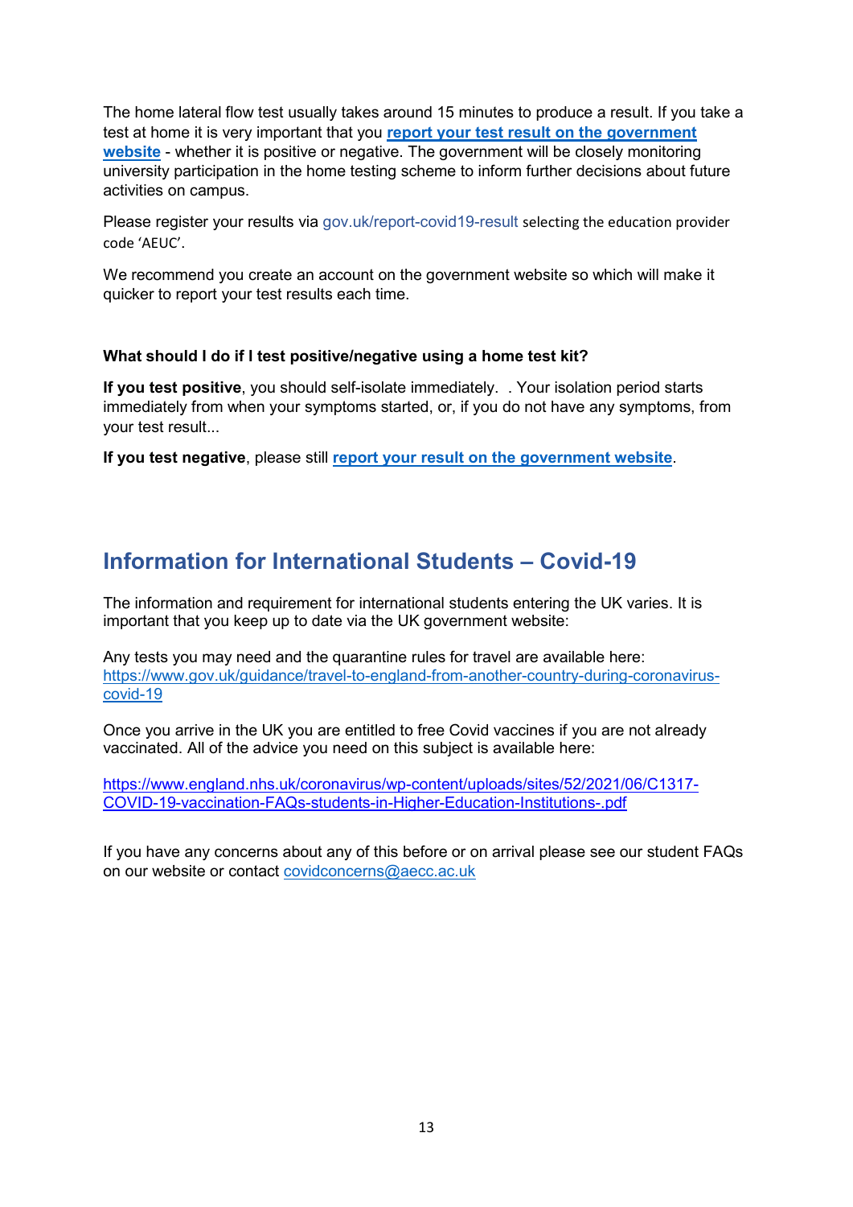The home lateral flow test usually takes around 15 minutes to produce a result. If you take a test at home it is very important that you **report your test result on the government website** - whether it is positive or negative. The government will be closely monitoring university participation in the home testing scheme to inform further decisions about future activities on campus.

Please register your results via gov.uk/report-covid19-result selecting the education provider code 'AEUC'.

We recommend you create an account on the government website so which will make it quicker to report your test results each time.

**What should I do if I test positive/negative using a home test kit?**

**If you test positive**, you should self-isolate immediately. . Your isolation period starts immediately from when your symptoms started, or, if you do not have any symptoms, from your test result...

**If you test negative**, please still **report your result on the government website**.

## Information for International Students – Covid-19

The information and requirement for international students entering the UK varies. It is important that you keep up to date via the UK government website:

Any tests you may need and the quarantine rules for travel are available here: https://www.gov.uk/guidance/travel-to-england-from-another-country-during-coronavirus-covid-19

Once you arrive in the UK you are entitled to free Covid vaccines if you are not already vaccinated. All of the advice you need on this subject is available here:

https://www.england.nhs.uk/coronavirus/wp-content/uploads/sites/52/2021/06/C1317-COVID-19-vaccination-FAQs-students-in-Higher-Education-Institutions-.pdf

If you have any concerns about any of this before or on arrival please see our student FAQs on our website or contact covidconcerns@aecc.ac.uk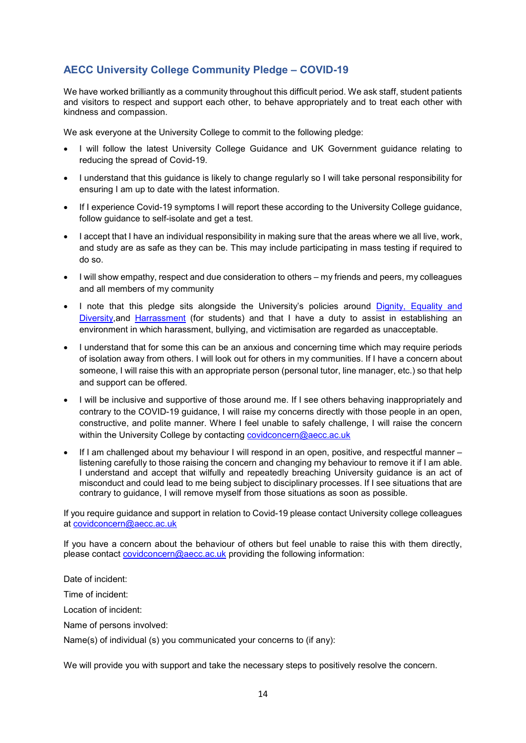## AECC University College Community Pledge – COVID-19

We have worked brilliantly as a community throughout this difficult period. We ask staff, student patients and visitors to respect and support each other, to behave appropriately and to treat each other with kindness and compassion.

We ask everyone at the University College to commit to the following pledge:

- I will follow the latest University College Guidance and UK Government guidance relating to reducing the spread of Covid-19.
- I understand that this guidance is likely to change regularly so I will take personal responsibility for ensuring I am up to date with the latest information.
- If I experience Covid-19 symptoms I will report these according to the University College guidance, follow guidance to self-isolate and get a test.
- I accept that I have an individual responsibility in making sure that the areas where we all live, work, and study are as safe as they can be. This may include participating in mass testing if required to do so.
- I will show empathy, respect and due consideration to others – my friends and peers, my colleagues and all members of my community
- I note that this pledge sits alongside the University's policies around Dignity, Equality and Diversity,and Harrassment (for students) and that I have a duty to assist in establishing an environment in which harassment, bullying, and victimisation are regarded as unacceptable.
- I understand that for some this can be an anxious and concerning time which may require periods of isolation away from others. I will look out for others in my communities. If I have a concern about someone, I will raise this with an appropriate person (personal tutor, line manager, etc.) so that help and support can be offered.
- I will be inclusive and supportive of those around me. If I see others behaving inappropriately and contrary to the COVID-19 guidance, I will raise my concerns directly with those people in an open, constructive, and polite manner. Where I feel unable to safely challenge, I will raise the concern within the University College by contacting covidconcern@aecc.ac.uk
- If I am challenged about my behaviour I will respond in an open, positive, and respectful manner – listening carefully to those raising the concern and changing my behaviour to remove it if I am able. I understand and accept that wilfully and repeatedly breaching University guidance is an act of misconduct and could lead to me being subject to disciplinary processes. If I see situations that are contrary to guidance, I will remove myself from those situations as soon as possible.

If you require guidance and support in relation to Covid-19 please contact University college colleagues at covidconcern@aecc.ac.uk

If you have a concern about the behaviour of others but feel unable to raise this with them directly, please contact covidconcern@aecc.ac.uk providing the following information:

Date of incident:

Time of incident:

Location of incident:

Name of persons involved:

Name(s) of individual (s) you communicated your concerns to (if any):

We will provide you with support and take the necessary steps to positively resolve the concern.